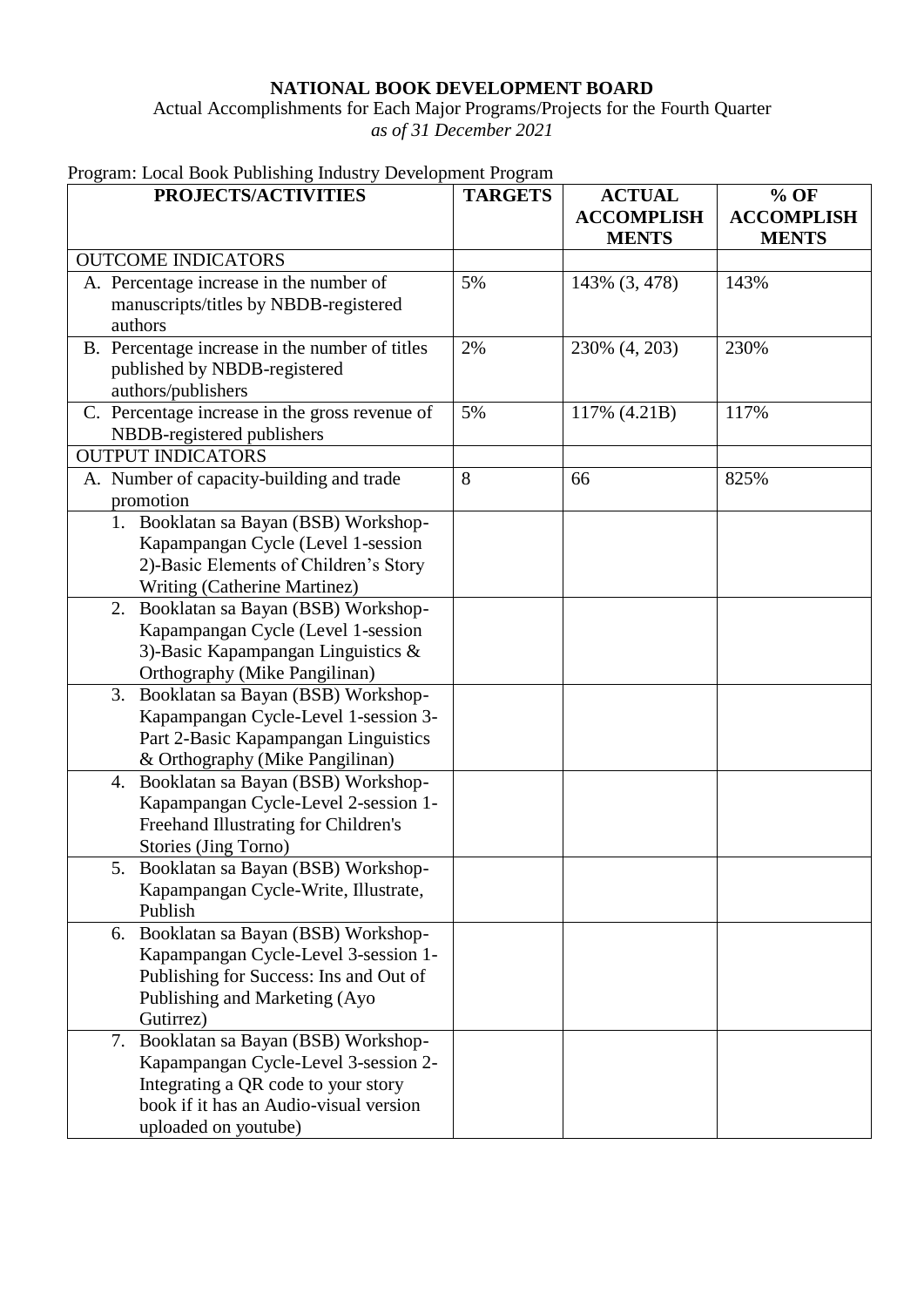**NATIONAL BOOK DEVELOPMENT BOARD**

Actual Accomplishments for Each Major Programs/Projects for the Fourth Quarter

*as of 31 December 2021*

Program: Local Book Publishing Industry Development Program

| PROJECTS/ACTIVITIES | TARGETS | ACTUAL ACCOMPLISHMENTS | % OF ACCOMPLISHMENTS |
|---|---|---|---|
| OUTCOME INDICATORS | | | |
| A. Percentage increase in the number of manuscripts/titles by NBDB-registered authors | 5% | 143% (3, 478) | 143% |
| B. Percentage increase in the number of titles published by NBDB-registered authors/publishers | 2% | 230% (4, 203) | 230% |
| C. Percentage increase in the gross revenue of NBDB-registered publishers | 5% | 117% (4.21B) | 117% |
| OUTPUT INDICATORS | | | |
| A. Number of capacity-building and trade promotion | 8 | 66 | 825% |
| 1. Booklatan sa Bayan (BSB) Workshop-Kapampangan Cycle (Level 1-session 2)-Basic Elements of Children's Story Writing (Catherine Martinez) | | | |
| 2. Booklatan sa Bayan (BSB) Workshop-Kapampangan Cycle (Level 1-session 3)-Basic Kapampangan Linguistics & Orthography (Mike Pangilinan) | | | |
| 3. Booklatan sa Bayan (BSB) Workshop-Kapampangan Cycle-Level 1-session 3-Part 2-Basic Kapampangan Linguistics & Orthography (Mike Pangilinan) | | | |
| 4. Booklatan sa Bayan (BSB) Workshop-Kapampangan Cycle-Level 2-session 1-Freehand Illustrating for Children's Stories (Jing Torno) | | | |
| 5. Booklatan sa Bayan (BSB) Workshop-Kapampangan Cycle-Write, Illustrate, Publish | | | |
| 6. Booklatan sa Bayan (BSB) Workshop-Kapampangan Cycle-Level 3-session 1-Publishing for Success: Ins and Out of Publishing and Marketing (Ayo Gutirrez) | | | |
| 7. Booklatan sa Bayan (BSB) Workshop-Kapampangan Cycle-Level 3-session 2-Integrating a QR code to your story book if it has an Audio-visual version uploaded on youtube) | | | |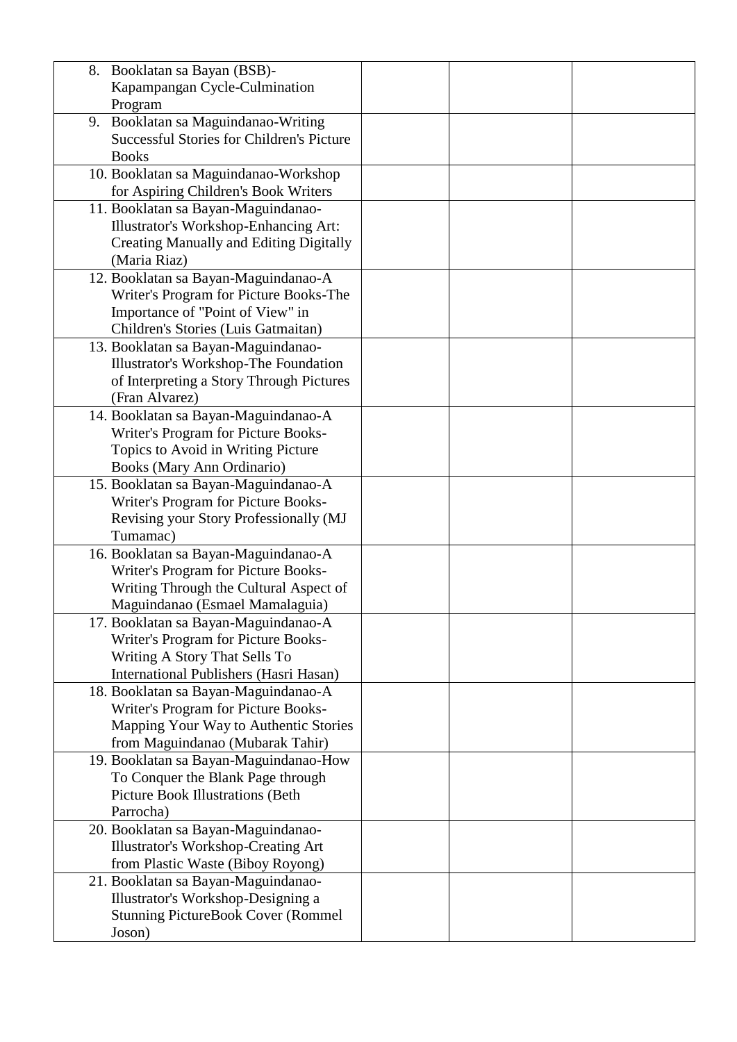| | | | |
|---|---|---|---|
| 8. Booklatan sa Bayan (BSB)-Kapampangan Cycle-Culmination Program | | | |
| 9. Booklatan sa Maguindanao-Writing Successful Stories for Children's Picture Books | | | |
| 10. Booklatan sa Maguindanao-Workshop for Aspiring Children's Book Writers | | | |
| 11. Booklatan sa Bayan-Maguindanao-Illustrator's Workshop-Enhancing Art: Creating Manually and Editing Digitally (Maria Riaz) | | | |
| 12. Booklatan sa Bayan-Maguindanao-A Writer's Program for Picture Books-The Importance of "Point of View" in Children's Stories (Luis Gatmaitan) | | | |
| 13. Booklatan sa Bayan-Maguindanao-Illustrator's Workshop-The Foundation of Interpreting a Story Through Pictures (Fran Alvarez) | | | |
| 14. Booklatan sa Bayan-Maguindanao-A Writer's Program for Picture Books-Topics to Avoid in Writing Picture Books (Mary Ann Ordinario) | | | |
| 15. Booklatan sa Bayan-Maguindanao-A Writer's Program for Picture Books-Revising your Story Professionally (MJ Tumamac) | | | |
| 16. Booklatan sa Bayan-Maguindanao-A Writer's Program for Picture Books-Writing Through the Cultural Aspect of Maguindanao (Esmael Mamalaguia) | | | |
| 17. Booklatan sa Bayan-Maguindanao-A Writer's Program for Picture Books-Writing A Story That Sells To International Publishers (Hasri Hasan) | | | |
| 18. Booklatan sa Bayan-Maguindanao-A Writer's Program for Picture Books-Mapping Your Way to Authentic Stories from Maguindanao (Mubarak Tahir) | | | |
| 19. Booklatan sa Bayan-Maguindanao-How To Conquer the Blank Page through Picture Book Illustrations (Beth Parrocha) | | | |
| 20. Booklatan sa Bayan-Maguindanao-Illustrator's Workshop-Creating Art from Plastic Waste (Biboy Royong) | | | |
| 21. Booklatan sa Bayan-Maguindanao-Illustrator's Workshop-Designing a Stunning PictureBook Cover (Rommel Joson) | | | |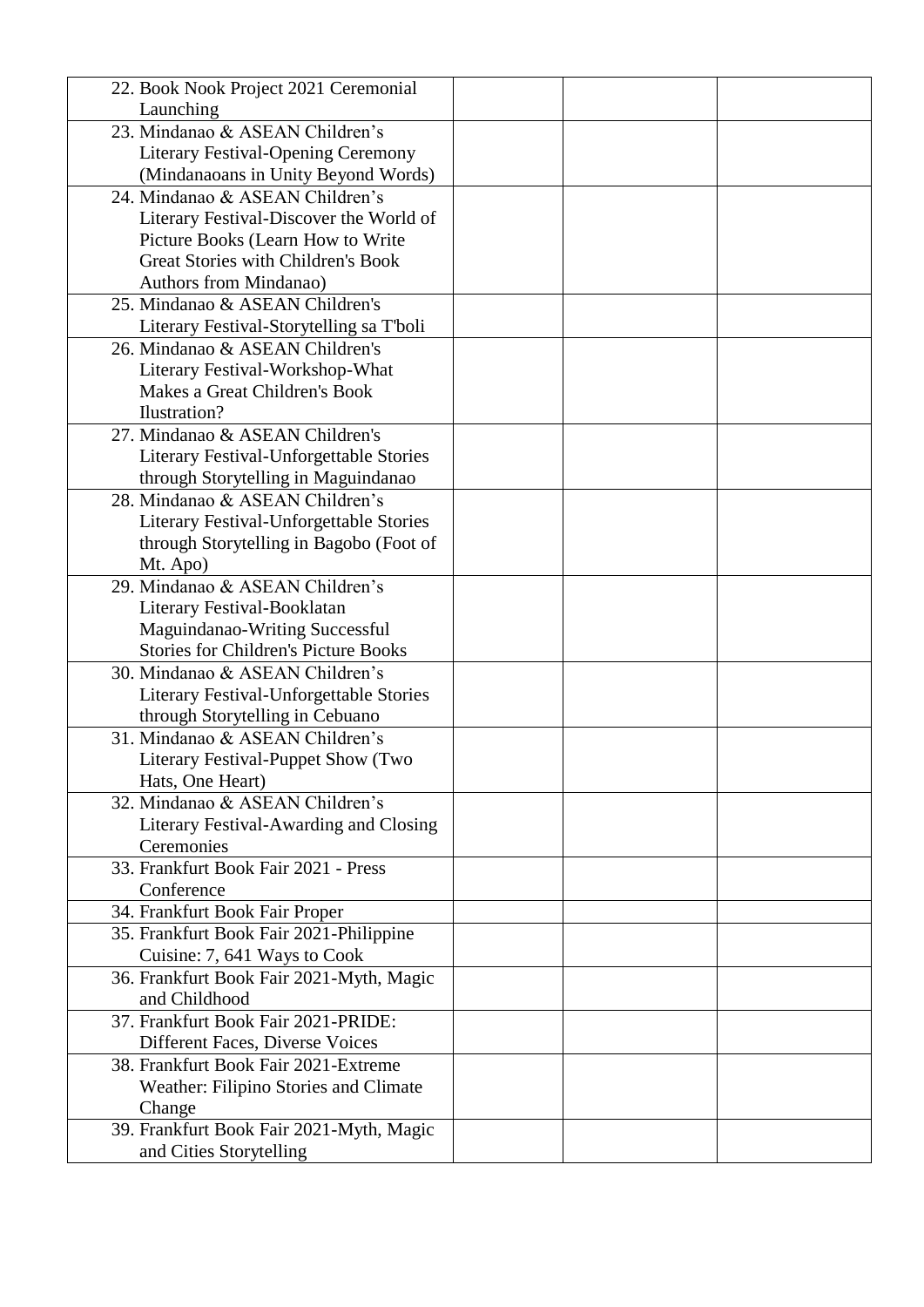| | | | |
|---|---|---|---|
| 22. Book Nook Project 2021 Ceremonial Launching | | | |
| 23. Mindanao & ASEAN Children's Literary Festival-Opening Ceremony (Mindanaoans in Unity Beyond Words) | | | |
| 24. Mindanao & ASEAN Children's Literary Festival-Discover the World of Picture Books (Learn How to Write Great Stories with Children's Book Authors from Mindanao) | | | |
| 25. Mindanao & ASEAN Children's Literary Festival-Storytelling sa T'boli | | | |
| 26. Mindanao & ASEAN Children's Literary Festival-Workshop-What Makes a Great Children's Book Ilustration? | | | |
| 27. Mindanao & ASEAN Children's Literary Festival-Unforgettable Stories through Storytelling in Maguindanao | | | |
| 28. Mindanao & ASEAN Children's Literary Festival-Unforgettable Stories through Storytelling in Bagobo (Foot of Mt. Apo) | | | |
| 29. Mindanao & ASEAN Children's Literary Festival-Booklatan Maguindanao-Writing Successful Stories for Children's Picture Books | | | |
| 30. Mindanao & ASEAN Children's Literary Festival-Unforgettable Stories through Storytelling in Cebuano | | | |
| 31. Mindanao & ASEAN Children's Literary Festival-Puppet Show (Two Hats, One Heart) | | | |
| 32. Mindanao & ASEAN Children's Literary Festival-Awarding and Closing Ceremonies | | | |
| 33. Frankfurt Book Fair 2021 - Press Conference | | | |
| 34. Frankfurt Book Fair Proper | | | |
| 35. Frankfurt Book Fair 2021-Philippine Cuisine: 7, 641 Ways to Cook | | | |
| 36. Frankfurt Book Fair 2021-Myth, Magic and Childhood | | | |
| 37. Frankfurt Book Fair 2021-PRIDE: Different Faces, Diverse Voices | | | |
| 38. Frankfurt Book Fair 2021-Extreme Weather: Filipino Stories and Climate Change | | | |
| 39. Frankfurt Book Fair 2021-Myth, Magic and Cities Storytelling | | | |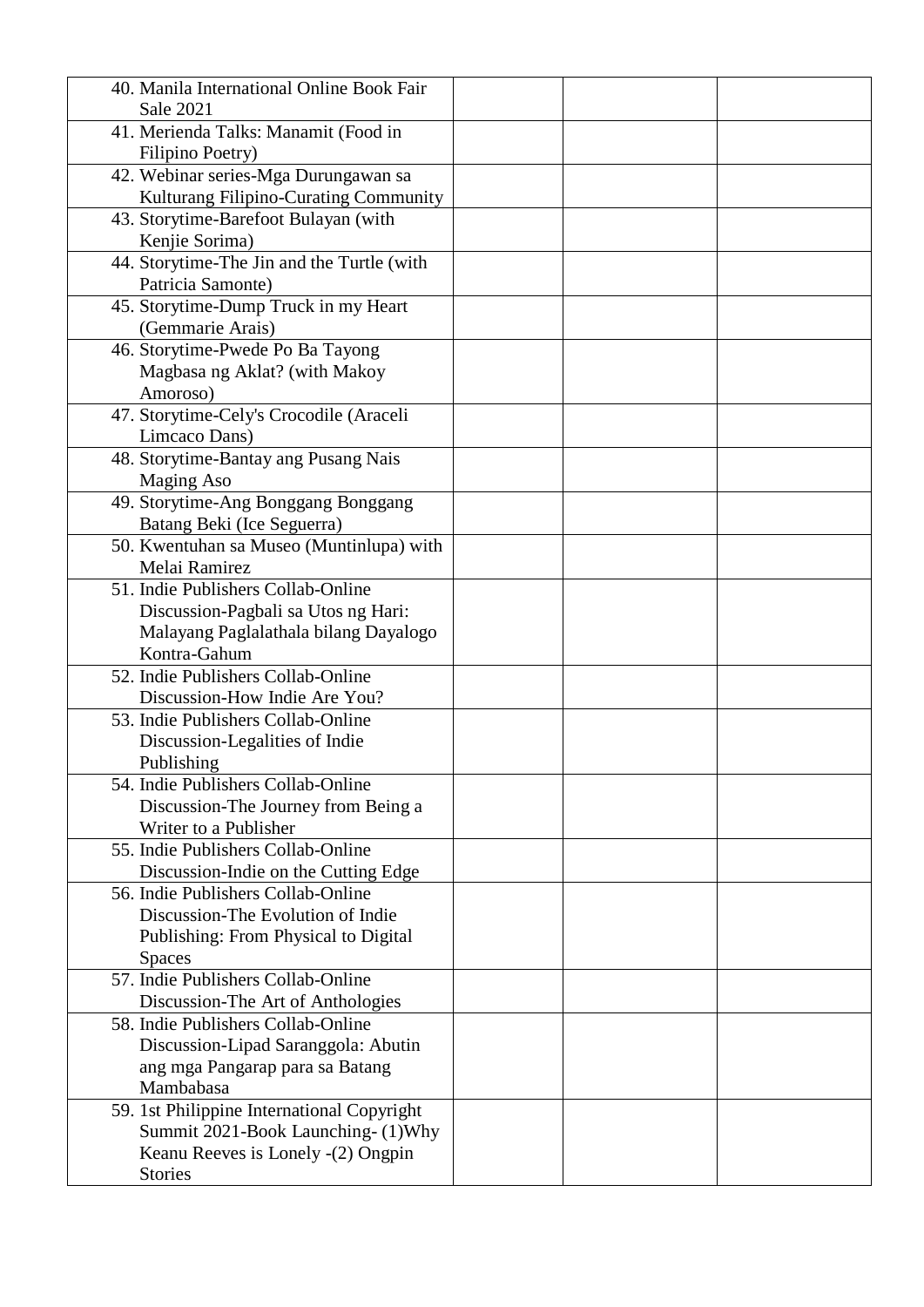| | | | |
|---|---|---|---|
| 40. Manila International Online Book Fair Sale 2021 | | | |
| 41. Merienda Talks: Manamit (Food in Filipino Poetry) | | | |
| 42. Webinar series-Mga Durungawan sa Kulturang Filipino-Curating Community | | | |
| 43. Storytime-Barefoot Bulayan (with Kenjie Sorima) | | | |
| 44. Storytime-The Jin and the Turtle (with Patricia Samonte) | | | |
| 45. Storytime-Dump Truck in my Heart (Gemmarie Arais) | | | |
| 46. Storytime-Pwede Po Ba Tayong Magbasa ng Aklat? (with Makoy Amoroso) | | | |
| 47. Storytime-Cely's Crocodile (Araceli Limcaco Dans) | | | |
| 48. Storytime-Bantay ang Pusang Nais Maging Aso | | | |
| 49. Storytime-Ang Bonggang Bonggang Batang Beki (Ice Seguerra) | | | |
| 50. Kwentuhan sa Museo (Muntinlupa) with Melai Ramirez | | | |
| 51. Indie Publishers Collab-Online Discussion-Pagbali sa Utos ng Hari: Malayang Paglalathala bilang Dayalogo Kontra-Gahum | | | |
| 52. Indie Publishers Collab-Online Discussion-How Indie Are You? | | | |
| 53. Indie Publishers Collab-Online Discussion-Legalities of Indie Publishing | | | |
| 54. Indie Publishers Collab-Online Discussion-The Journey from Being a Writer to a Publisher | | | |
| 55. Indie Publishers Collab-Online Discussion-Indie on the Cutting Edge | | | |
| 56. Indie Publishers Collab-Online Discussion-The Evolution of Indie Publishing: From Physical to Digital Spaces | | | |
| 57. Indie Publishers Collab-Online Discussion-The Art of Anthologies | | | |
| 58. Indie Publishers Collab-Online Discussion-Lipad Saranggola: Abutin ang mga Pangarap para sa Batang Mambabasa | | | |
| 59. 1st Philippine International Copyright Summit 2021-Book Launching- (1)Why Keanu Reeves is Lonely -(2) Ongpin Stories | | | |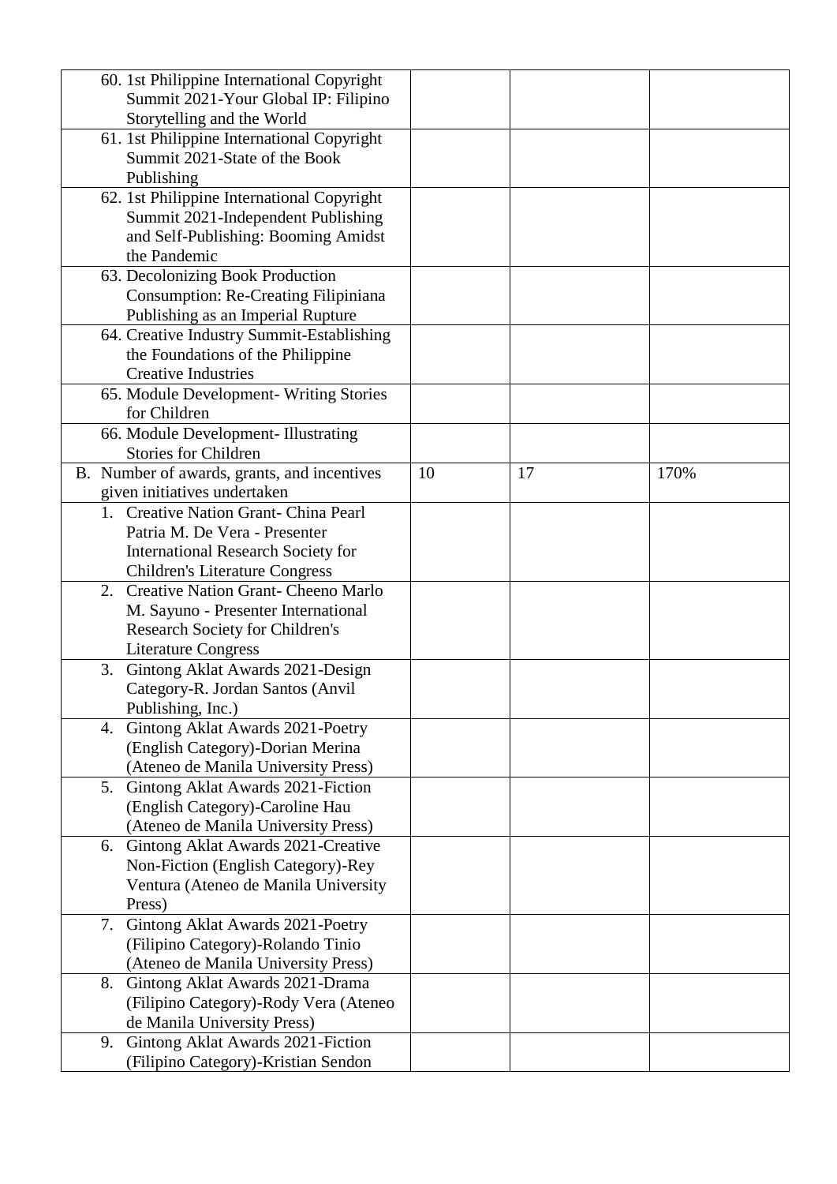| | | | |
|---|---|---|---|
| 60. 1st Philippine International Copyright Summit 2021-Your Global IP: Filipino Storytelling and the World | | | |
| 61. 1st Philippine International Copyright Summit 2021-State of the Book Publishing | | | |
| 62. 1st Philippine International Copyright Summit 2021-Independent Publishing and Self-Publishing: Booming Amidst the Pandemic | | | |
| 63. Decolonizing Book Production Consumption: Re-Creating Filipiniana Publishing as an Imperial Rupture | | | |
| 64. Creative Industry Summit-Establishing the Foundations of the Philippine Creative Industries | | | |
| 65. Module Development- Writing Stories for Children | | | |
| 66. Module Development- Illustrating Stories for Children | | | |
| B. Number of awards, grants, and incentives given initiatives undertaken | 10 | 17 | 170% |
| 1. Creative Nation Grant- China Pearl Patria M. De Vera - Presenter International Research Society for Children's Literature Congress | | | |
| 2. Creative Nation Grant- Cheeno Marlo M. Sayuno - Presenter International Research Society for Children's Literature Congress | | | |
| 3. Gintong Aklat Awards 2021-Design Category-R. Jordan Santos (Anvil Publishing, Inc.) | | | |
| 4. Gintong Aklat Awards 2021-Poetry (English Category)-Dorian Merina (Ateneo de Manila University Press) | | | |
| 5. Gintong Aklat Awards 2021-Fiction (English Category)-Caroline Hau (Ateneo de Manila University Press) | | | |
| 6. Gintong Aklat Awards 2021-Creative Non-Fiction (English Category)-Rey Ventura (Ateneo de Manila University Press) | | | |
| 7. Gintong Aklat Awards 2021-Poetry (Filipino Category)-Rolando Tinio (Ateneo de Manila University Press) | | | |
| 8. Gintong Aklat Awards 2021-Drama (Filipino Category)-Rody Vera (Ateneo de Manila University Press) | | | |
| 9. Gintong Aklat Awards 2021-Fiction (Filipino Category)-Kristian Sendon | | | |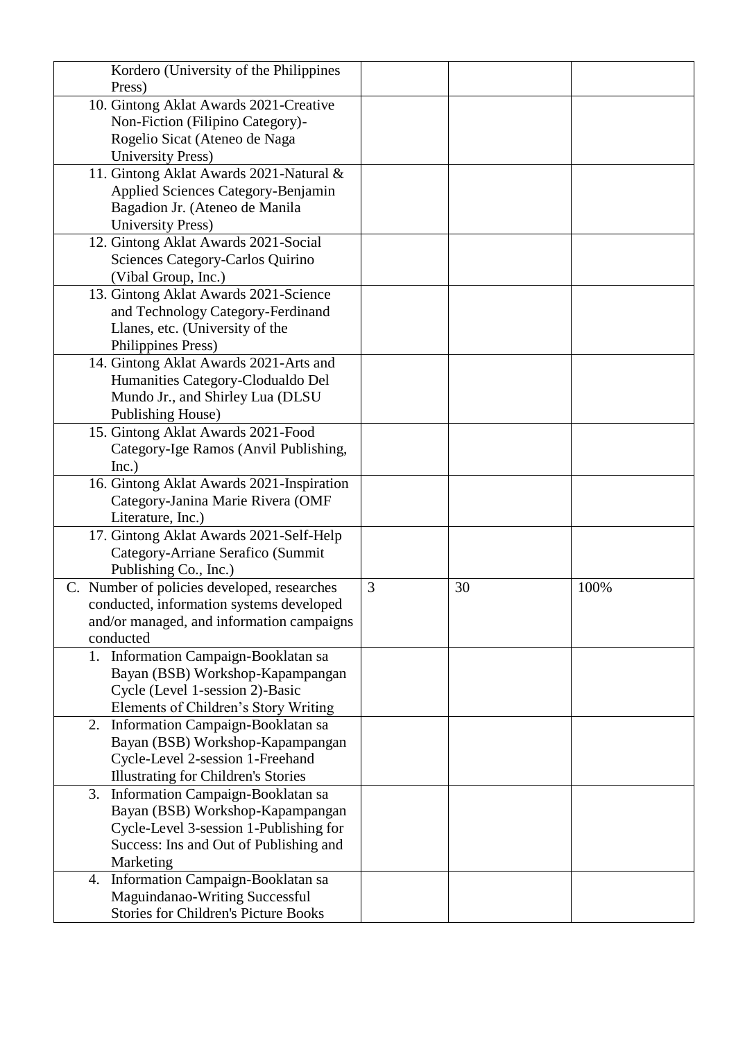| | | | |
|---|---|---|---|
| Kordero (University of the Philippines Press) | | | |
| 10. Gintong Aklat Awards 2021-Creative Non-Fiction (Filipino Category)-Rogelio Sicat (Ateneo de Naga University Press) | | | |
| 11. Gintong Aklat Awards 2021-Natural & Applied Sciences Category-Benjamin Bagadion Jr. (Ateneo de Manila University Press) | | | |
| 12. Gintong Aklat Awards 2021-Social Sciences Category-Carlos Quirino (Vibal Group, Inc.) | | | |
| 13. Gintong Aklat Awards 2021-Science and Technology Category-Ferdinand Llanes, etc. (University of the Philippines Press) | | | |
| 14. Gintong Aklat Awards 2021-Arts and Humanities Category-Clodualdo Del Mundo Jr., and Shirley Lua (DLSU Publishing House) | | | |
| 15. Gintong Aklat Awards 2021-Food Category-Ige Ramos (Anvil Publishing, Inc.) | | | |
| 16. Gintong Aklat Awards 2021-Inspiration Category-Janina Marie Rivera (OMF Literature, Inc.) | | | |
| 17. Gintong Aklat Awards 2021-Self-Help Category-Arriane Serafico (Summit Publishing Co., Inc.) | | | |
| C. Number of policies developed, researches conducted, information systems developed and/or managed, and information campaigns conducted | 3 | 30 | 100% |
| 1. Information Campaign-Booklatan sa Bayan (BSB) Workshop-Kapampangan Cycle (Level 1-session 2)-Basic Elements of Children's Story Writing | | | |
| 2. Information Campaign-Booklatan sa Bayan (BSB) Workshop-Kapampangan Cycle-Level 2-session 1-Freehand Illustrating for Children's Stories | | | |
| 3. Information Campaign-Booklatan sa Bayan (BSB) Workshop-Kapampangan Cycle-Level 3-session 1-Publishing for Success: Ins and Out of Publishing and Marketing | | | |
| 4. Information Campaign-Booklatan sa Maguindanao-Writing Successful Stories for Children's Picture Books | | | |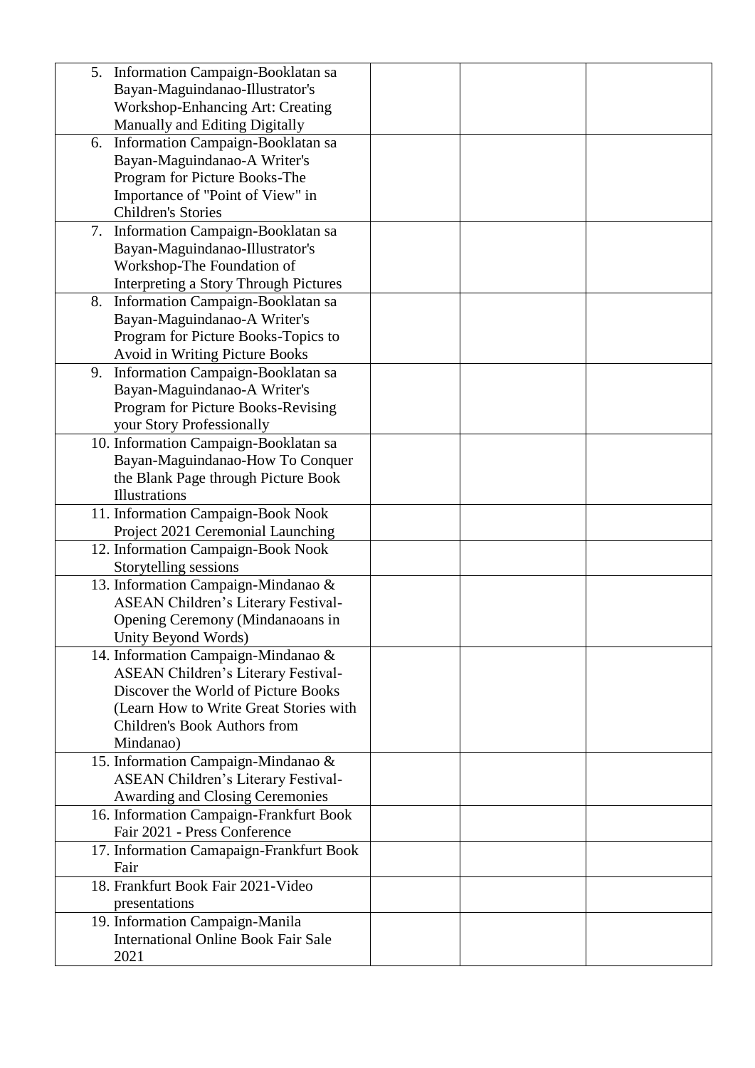| | | | |
|---|---|---|---|
| 5. Information Campaign-Booklatan sa Bayan-Maguindanao-Illustrator's Workshop-Enhancing Art: Creating Manually and Editing Digitally | | | |
| 6. Information Campaign-Booklatan sa Bayan-Maguindanao-A Writer's Program for Picture Books-The Importance of "Point of View" in Children's Stories | | | |
| 7. Information Campaign-Booklatan sa Bayan-Maguindanao-Illustrator's Workshop-The Foundation of Interpreting a Story Through Pictures | | | |
| 8. Information Campaign-Booklatan sa Bayan-Maguindanao-A Writer's Program for Picture Books-Topics to Avoid in Writing Picture Books | | | |
| 9. Information Campaign-Booklatan sa Bayan-Maguindanao-A Writer's Program for Picture Books-Revising your Story Professionally | | | |
| 10. Information Campaign-Booklatan sa Bayan-Maguindanao-How To Conquer the Blank Page through Picture Book Illustrations | | | |
| 11. Information Campaign-Book Nook Project 2021 Ceremonial Launching | | | |
| 12. Information Campaign-Book Nook Storytelling sessions | | | |
| 13. Information Campaign-Mindanao & ASEAN Children's Literary Festival-Opening Ceremony (Mindanaoans in Unity Beyond Words) | | | |
| 14. Information Campaign-Mindanao & ASEAN Children's Literary Festival-Discover the World of Picture Books (Learn How to Write Great Stories with Children's Book Authors from Mindanao) | | | |
| 15. Information Campaign-Mindanao & ASEAN Children's Literary Festival-Awarding and Closing Ceremonies | | | |
| 16. Information Campaign-Frankfurt Book Fair 2021 - Press Conference | | | |
| 17. Information Camapaign-Frankfurt Book Fair | | | |
| 18. Frankfurt Book Fair 2021-Video presentations | | | |
| 19. Information Campaign-Manila International Online Book Fair Sale 2021 | | | |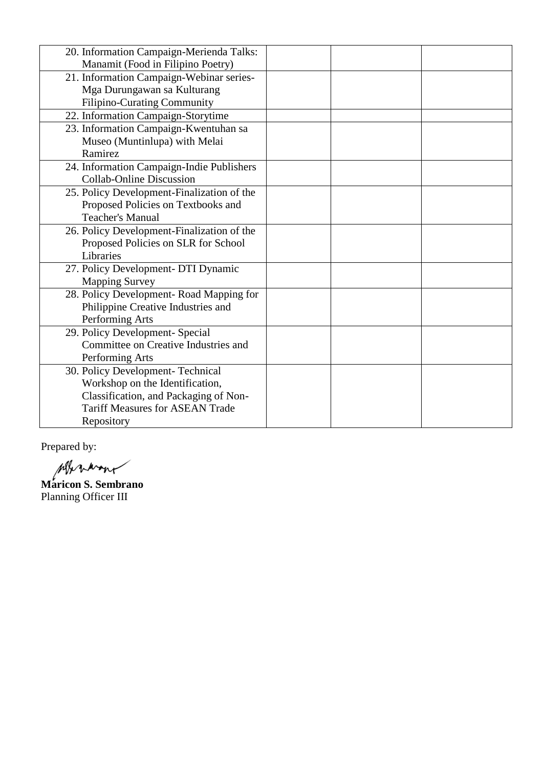| | | | |
|---|---|---|---|
| 20. Information Campaign-Merienda Talks: Manamit (Food in Filipino Poetry) | | | |
| 21. Information Campaign-Webinar series-Mga Durungawan sa Kulturang Filipino-Curating Community | | | |
| 22. Information Campaign-Storytime | | | |
| 23. Information Campaign-Kwentuhan sa Museo (Muntinlupa) with Melai Ramirez | | | |
| 24. Information Campaign-Indie Publishers Collab-Online Discussion | | | |
| 25. Policy Development-Finalization of the Proposed Policies on Textbooks and Teacher's Manual | | | |
| 26. Policy Development-Finalization of the Proposed Policies on SLR for School Libraries | | | |
| 27. Policy Development- DTI Dynamic Mapping Survey | | | |
| 28. Policy Development- Road Mapping for Philippine Creative Industries and Performing Arts | | | |
| 29. Policy Development- Special Committee on Creative Industries and Performing Arts | | | |
| 30. Policy Development- Technical Workshop on the Identification, Classification, and Packaging of Non-Tariff Measures for ASEAN Trade Repository | | | |

Prepared by:

**Maricon S. Sembrano**
Planning Officer III